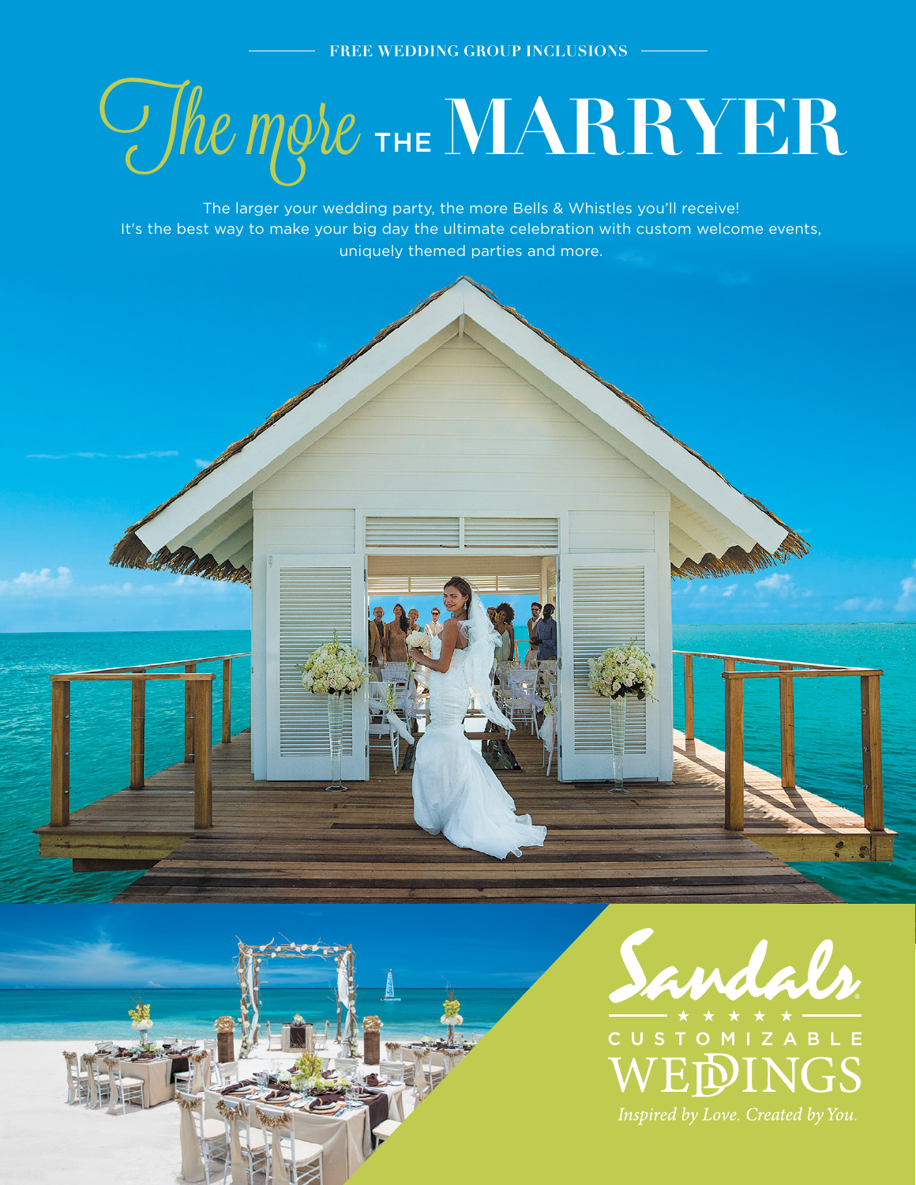FREE WEDDING GROUP INCLUSIONS

# *The more* THE MARRYER

The larger your wedding party, the more Bells & Whistles you'll receive!
It's the best way to make your big day the ultimate celebration with custom welcome events, uniquely themed parties and more.

Sandals®

★ ★ ★ ★ ★

CUSTOMIZABLE WEDDINGS

*Inspired by Love. Created by You.*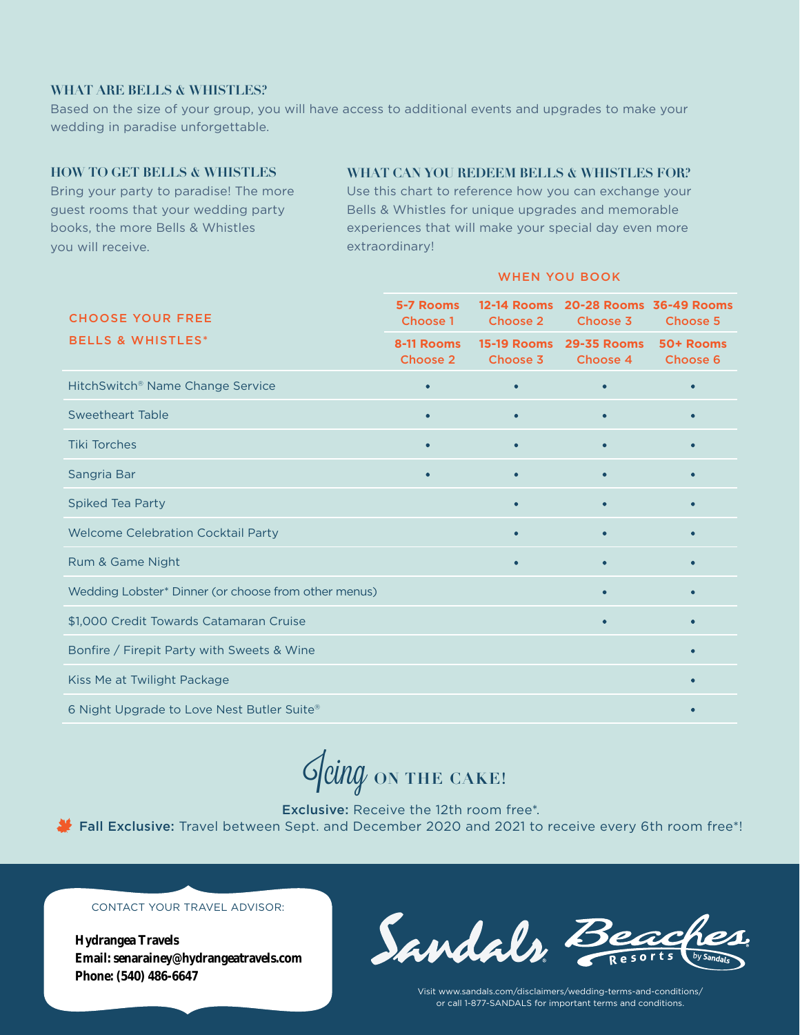## WHAT ARE BELLS & WHISTLES?

Based on the size of your group, you will have access to additional events and upgrades to make your wedding in paradise unforgettable.

## HOW TO GET BELLS & WHISTLES

Bring your party to paradise! The more guest rooms that your wedding party books, the more Bells & Whistles you will receive.

## WHAT CAN YOU REDEEM BELLS & WHISTLES FOR?

Use this chart to reference how you can exchange your Bells & Whistles for unique upgrades and memorable experiences that will make your special day even more extraordinary!

| CHOOSE YOUR FREE BELLS & WHISTLES* | WHEN YOU BOOK | | | |
|---|---|---|---|---|
| | 5-7 Rooms Choose 1 | 12-14 Rooms Choose 2 | 20-28 Rooms Choose 3 | 36-49 Rooms Choose 5 |
| | 8-11 Rooms Choose 2 | 15-19 Rooms Choose 3 | 29-35 Rooms Choose 4 | 50+ Rooms Choose 6 |
| HitchSwitch® Name Change Service | • | • | • | • |
| Sweetheart Table | • | • | • | • |
| Tiki Torches | • | • | • | • |
| Sangria Bar | • | • | • | • |
| Spiked Tea Party | | • | • | • |
| Welcome Celebration Cocktail Party | | • | • | • |
| Rum & Game Night | | • | • | • |
| Wedding Lobster* Dinner (or choose from other menus) | | | • | • |
| $1,000 Credit Towards Catamaran Cruise | | | • | • |
| Bonfire / Firepit Party with Sweets & Wine | | | | • |
| Kiss Me at Twilight Package | | | | • |
| 6 Night Upgrade to Love Nest Butler Suite® | | | | • |

## Icing ON THE CAKE!

**Exclusive:** Receive the 12th room free*.

**Fall Exclusive:** Travel between Sept. and December 2020 and 2021 to receive every 6th room free*!

CONTACT YOUR TRAVEL ADVISOR:

**Hydrangea Travels**
**Email: senarainey@hydrangeatravels.com**
**Phone: (540) 486-6647**

Sandals Beaches Resorts by Sandals

Visit www.sandals.com/disclaimers/wedding-terms-and-conditions/ or call 1-877-SANDALS for important terms and conditions.